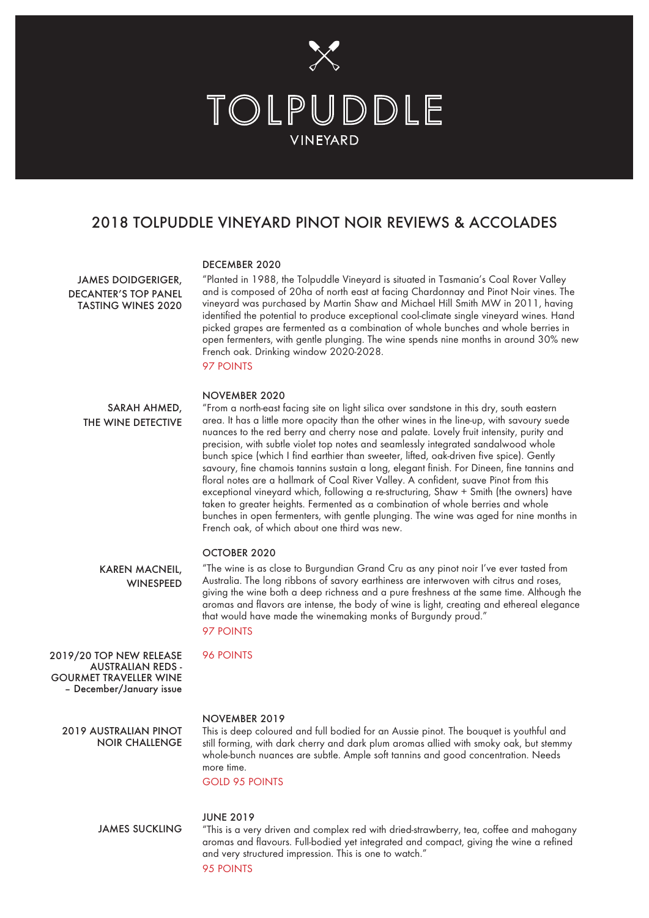# TOLPUDDLE

VINEYARD

## 2018 TOLPUDDLE VINEYARD PINOT NOIR REVIEWS & ACCOLADES

### JAMES DOIDGERIGER, DECANTER'S TOP PANEL TASTING WINES 2020

**DECEMBER 2020**

"Planted in 1988, the Tolpuddle Vineyard is situated in Tasmania's Coal Rover Valley and is composed of 20ha of north east at facing Chardonnay and Pinot Noir vines. The vineyard was purchased by Martin Shaw and Michael Hill Smith MW in 2011, having identified the potential to produce exceptional cool-climate single vineyard wines. Hand picked grapes are fermented as a combination of whole bunches and whole berries in open fermenters, with gentle plunging. The wine spends nine months in around 30% new French oak. Drinking window 2020-2028.

97 POINTS

### SARAH AHMED, THE WINE DETECTIVE

**NOVEMBER 2020**

"From a north-east facing site on light silica over sandstone in this dry, south eastern area. It has a little more opacity than the other wines in the line-up, with savoury suede nuances to the red berry and cherry nose and palate. Lovely fruit intensity, purity and precision, with subtle violet top notes and seamlessly integrated sandalwood whole bunch spice (which I find earthier than sweeter, lifted, oak-driven five spice). Gently savoury, fine chamois tannins sustain a long, elegant finish. For Dineen, fine tannins and floral notes are a hallmark of Coal River Valley. A confident, suave Pinot from this exceptional vineyard which, following a re-structuring, Shaw + Smith (the owners) have taken to greater heights. Fermented as a combination of whole berries and whole bunches in open fermenters, with gentle plunging. The wine was aged for nine months in French oak, of which about one third was new.

### KAREN MACNEIL, WINESPEED

**OCTOBER 2020**

"The wine is as close to Burgundian Grand Cru as any pinot noir I've ever tasted from Australia. The long ribbons of savory earthiness are interwoven with citrus and roses, giving the wine both a deep richness and a pure freshness at the same time. Although the aromas and flavors are intense, the body of wine is light, creating and ethereal elegance that would have made the winemaking monks of Burgundy proud."

97 POINTS

### 2019/20 TOP NEW RELEASE AUSTRALIAN REDS - GOURMET TRAVELLER WINE – December/January issue

96 POINTS

### 2019 AUSTRALIAN PINOT NOIR CHALLENGE

**NOVEMBER 2019**

This is deep coloured and full bodied for an Aussie pinot. The bouquet is youthful and still forming, with dark cherry and dark plum aromas allied with smoky oak, but stemmy whole-bunch nuances are subtle. Ample soft tannins and good concentration. Needs more time.

GOLD 95 POINTS

### JAMES SUCKLING

**JUNE 2019**

"This is a very driven and complex red with dried-strawberry, tea, coffee and mahogany aromas and flavours. Full-bodied yet integrated and compact, giving the wine a refined and very structured impression. This is one to watch."

95 POINTS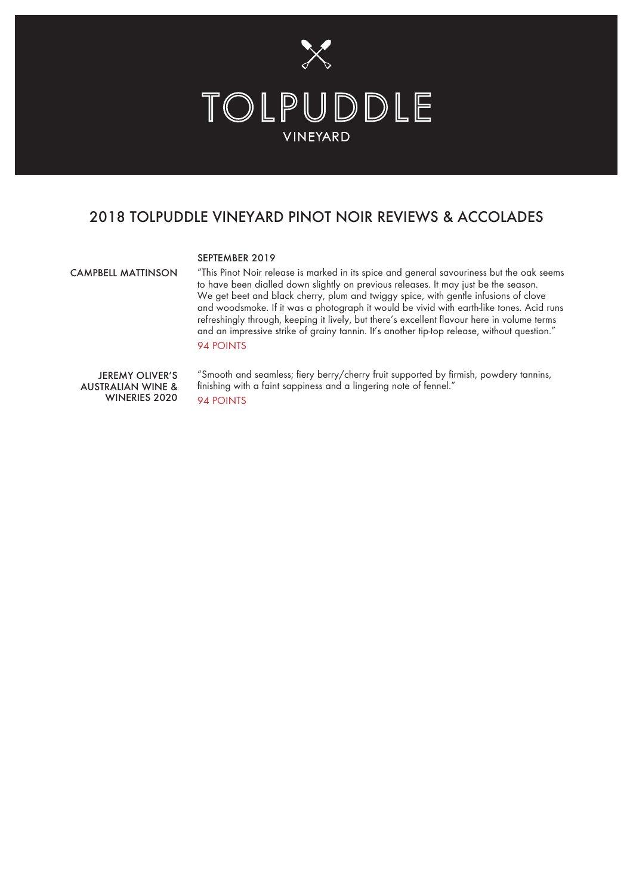# TOLPUDDLE

VINEYARD

## 2018 TOLPUDDLE VINEYARD PINOT NOIR REVIEWS & ACCOLADES

**SEPTEMBER 2019**

**CAMPBELL MATTINSON**

"This Pinot Noir release is marked in its spice and general savouriness but the oak seems to have been dialled down slightly on previous releases. It may just be the season. We get beet and black cherry, plum and twiggy spice, with gentle infusions of clove and woodsmoke. If it was a photograph it would be vivid with earth-like tones. Acid runs refreshingly through, keeping it lively, but there's excellent flavour here in volume terms and an impressive strike of grainy tannin. It's another tip-top release, without question."

94 POINTS

**JEREMY OLIVER'S AUSTRALIAN WINE & WINERIES 2020**

"Smooth and seamless; fiery berry/cherry fruit supported by firmish, powdery tannins, finishing with a faint sappiness and a lingering note of fennel."

94 POINTS